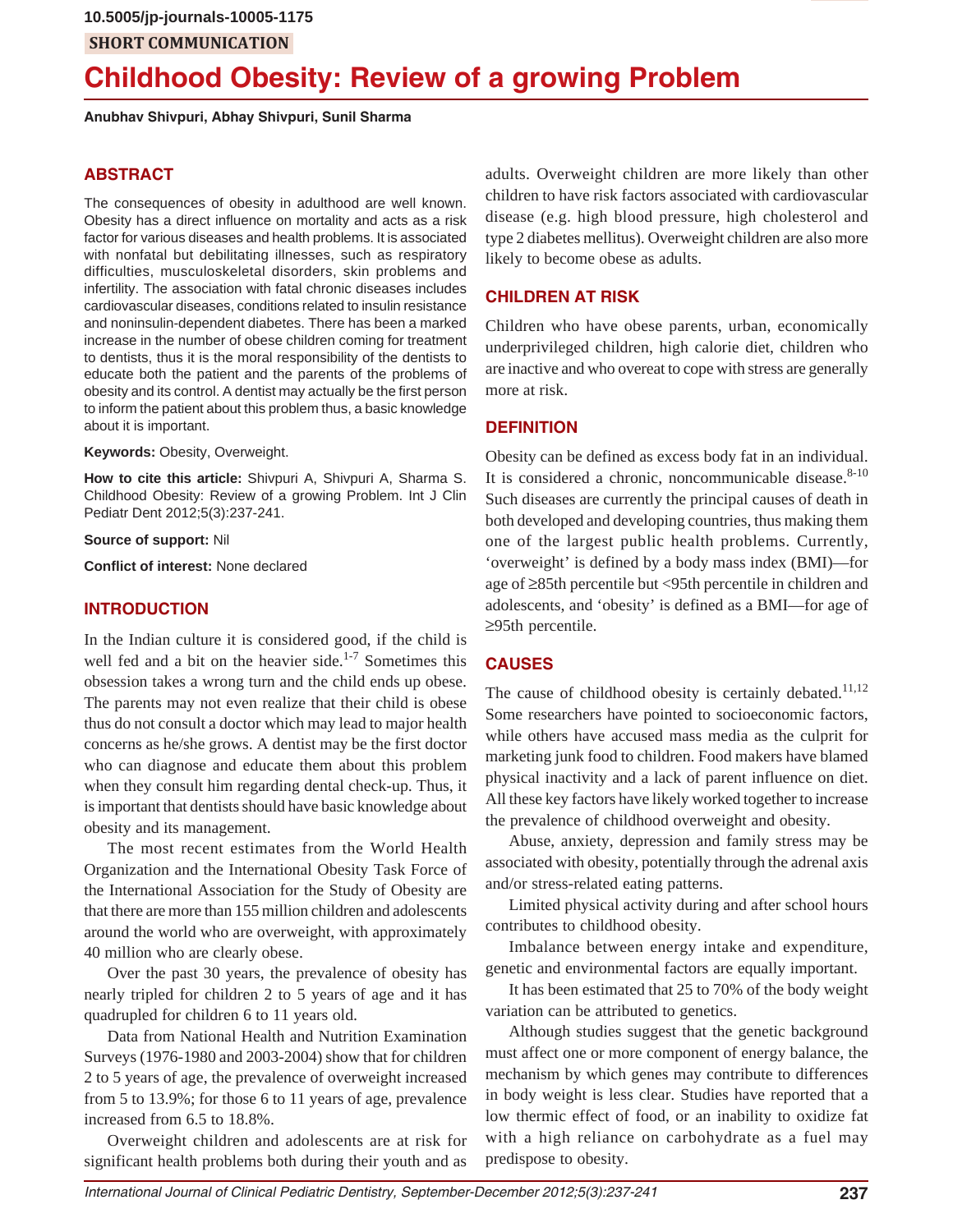10.5005/jp-journals-10005-1175

**SHORT COMMUNICATION**

# Childhood Obesity: Review of a growing Problem

**Anubhav Shivpuri, Abhay Shivpuri, Sunil Sharma**

## ABSTRACT

The consequences of obesity in adulthood are well known. Obesity has a direct influence on mortality and acts as a risk factor for various diseases and health problems. It is associated with nonfatal but debilitating illnesses, such as respiratory difficulties, musculoskeletal disorders, skin problems and infertility. The association with fatal chronic diseases includes cardiovascular diseases, conditions related to insulin resistance and noninsulin-dependent diabetes. There has been a marked increase in the number of obese children coming for treatment to dentists, thus it is the moral responsibility of the dentists to educate both the patient and the parents of the problems of obesity and its control. A dentist may actually be the first person to inform the patient about this problem thus, a basic knowledge about it is important.

**Keywords:** Obesity, Overweight.

**How to cite this article:** Shivpuri A, Shivpuri A, Sharma S. Childhood Obesity: Review of a growing Problem. Int J Clin Pediatr Dent 2012;5(3):237-241.

**Source of support:** Nil

**Conflict of interest:** None declared

## INTRODUCTION

In the Indian culture it is considered good, if the child is well fed and a bit on the heavier side.[1-7] Sometimes this obsession takes a wrong turn and the child ends up obese. The parents may not even realize that their child is obese thus do not consult a doctor which may lead to major health concerns as he/she grows. A dentist may be the first doctor who can diagnose and educate them about this problem when they consult him regarding dental check-up. Thus, it is important that dentists should have basic knowledge about obesity and its management.

The most recent estimates from the World Health Organization and the International Obesity Task Force of the International Association for the Study of Obesity are that there are more than 155 million children and adolescents around the world who are overweight, with approximately 40 million who are clearly obese.

Over the past 30 years, the prevalence of obesity has nearly tripled for children 2 to 5 years of age and it has quadrupled for children 6 to 11 years old.

Data from National Health and Nutrition Examination Surveys (1976-1980 and 2003-2004) show that for children 2 to 5 years of age, the prevalence of overweight increased from 5 to 13.9%; for those 6 to 11 years of age, prevalence increased from 6.5 to 18.8%.

Overweight children and adolescents are at risk for significant health problems both during their youth and as adults. Overweight children are more likely than other children to have risk factors associated with cardiovascular disease (e.g. high blood pressure, high cholesterol and type 2 diabetes mellitus). Overweight children are also more likely to become obese as adults.

## CHILDREN AT RISK

Children who have obese parents, urban, economically underprivileged children, high calorie diet, children who are inactive and who overeat to cope with stress are generally more at risk.

## DEFINITION

Obesity can be defined as excess body fat in an individual. It is considered a chronic, noncommunicable disease.[8-10] Such diseases are currently the principal causes of death in both developed and developing countries, thus making them one of the largest public health problems. Currently, 'overweight' is defined by a body mass index (BMI)—for age of ≥85th percentile but <95th percentile in children and adolescents, and 'obesity' is defined as a BMI—for age of ≥95th percentile.

## CAUSES

The cause of childhood obesity is certainly debated.[11,12] Some researchers have pointed to socioeconomic factors, while others have accused mass media as the culprit for marketing junk food to children. Food makers have blamed physical inactivity and a lack of parent influence on diet. All these key factors have likely worked together to increase the prevalence of childhood overweight and obesity.

Abuse, anxiety, depression and family stress may be associated with obesity, potentially through the adrenal axis and/or stress-related eating patterns.

Limited physical activity during and after school hours contributes to childhood obesity.

Imbalance between energy intake and expenditure, genetic and environmental factors are equally important.

It has been estimated that 25 to 70% of the body weight variation can be attributed to genetics.

Although studies suggest that the genetic background must affect one or more component of energy balance, the mechanism by which genes may contribute to differences in body weight is less clear. Studies have reported that a low thermic effect of food, or an inability to oxidize fat with a high reliance on carbohydrate as a fuel may predispose to obesity.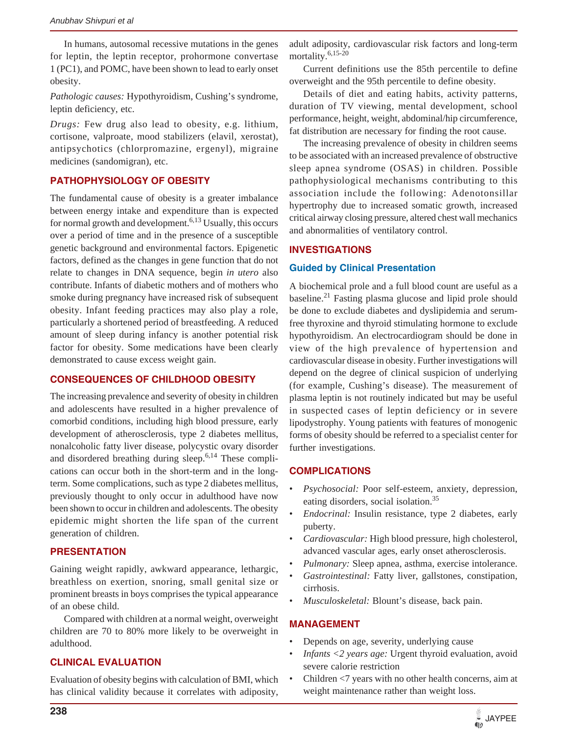In humans, autosomal recessive mutations in the genes for leptin, the leptin receptor, prohormone convertase 1 (PC1), and POMC, have been shown to lead to early onset obesity.

*Pathologic causes:* Hypothyroidism, Cushing's syndrome, leptin deficiency, etc.

*Drugs:* Few drug also lead to obesity, e.g. lithium, cortisone, valproate, mood stabilizers (elavil, xerostat), antipsychotics (chlorpromazine, ergenyl), migraine medicines (sandomigran), etc.

## PATHOPHYSIOLOGY OF OBESITY

The fundamental cause of obesity is a greater imbalance between energy intake and expenditure than is expected for normal growth and development.[6,13] Usually, this occurs over a period of time and in the presence of a susceptible genetic background and environmental factors. Epigenetic factors, defined as the changes in gene function that do not relate to changes in DNA sequence, begin *in utero* also contribute. Infants of diabetic mothers and of mothers who smoke during pregnancy have increased risk of subsequent obesity. Infant feeding practices may also play a role, particularly a shortened period of breastfeeding. A reduced amount of sleep during infancy is another potential risk factor for obesity. Some medications have been clearly demonstrated to cause excess weight gain.

## CONSEQUENCES OF CHILDHOOD OBESITY

The increasing prevalence and severity of obesity in children and adolescents have resulted in a higher prevalence of comorbid conditions, including high blood pressure, early development of atherosclerosis, type 2 diabetes mellitus, nonalcoholic fatty liver disease, polycystic ovary disorder and disordered breathing during sleep.[6,14] These complications can occur both in the short-term and in the long-term. Some complications, such as type 2 diabetes mellitus, previously thought to only occur in adulthood have now been shown to occur in children and adolescents. The obesity epidemic might shorten the life span of the current generation of children.

## PRESENTATION

Gaining weight rapidly, awkward appearance, lethargic, breathless on exertion, snoring, small genital size or prominent breasts in boys comprises the typical appearance of an obese child.

Compared with children at a normal weight, overweight children are 70 to 80% more likely to be overweight in adulthood.

## CLINICAL EVALUATION

Evaluation of obesity begins with calculation of BMI, which has clinical validity because it correlates with adiposity, adult adiposity, cardiovascular risk factors and long-term mortality.[6,15-20]

Current definitions use the 85th percentile to define overweight and the 95th percentile to define obesity.

Details of diet and eating habits, activity patterns, duration of TV viewing, mental development, school performance, height, weight, abdominal/hip circumference, fat distribution are necessary for finding the root cause.

The increasing prevalence of obesity in children seems to be associated with an increased prevalence of obstructive sleep apnea syndrome (OSAS) in children. Possible pathophysiological mechanisms contributing to this association include the following: Adenotonsillar hypertrophy due to increased somatic growth, increased critical airway closing pressure, altered chest wall mechanics and abnormalities of ventilatory control.

## INVESTIGATIONS

### Guided by Clinical Presentation

A biochemical prole and a full blood count are useful as a baseline.[21] Fasting plasma glucose and lipid prole should be done to exclude diabetes and dyslipidemia and serum-free thyroxine and thyroid stimulating hormone to exclude hypothyroidism. An electrocardiogram should be done in view of the high prevalence of hypertension and cardiovascular disease in obesity. Further investigations will depend on the degree of clinical suspicion of underlying (for example, Cushing's disease). The measurement of plasma leptin is not routinely indicated but may be useful in suspected cases of leptin deficiency or in severe lipodystrophy. Young patients with features of monogenic forms of obesity should be referred to a specialist center for further investigations.

## COMPLICATIONS

- *Psychosocial:* Poor self-esteem, anxiety, depression, eating disorders, social isolation.[35]
- *Endocrinal:* Insulin resistance, type 2 diabetes, early puberty.
- *Cardiovascular:* High blood pressure, high cholesterol, advanced vascular ages, early onset atherosclerosis.
- *Pulmonary:* Sleep apnea, asthma, exercise intolerance.
- *Gastrointestinal:* Fatty liver, gallstones, constipation, cirrhosis.
- *Musculoskeletal:* Blount's disease, back pain.

## MANAGEMENT

- Depends on age, severity, underlying cause
- *Infants <2 years age:* Urgent thyroid evaluation, avoid severe calorie restriction
- Children <7 years with no other health concerns, aim at weight maintenance rather than weight loss.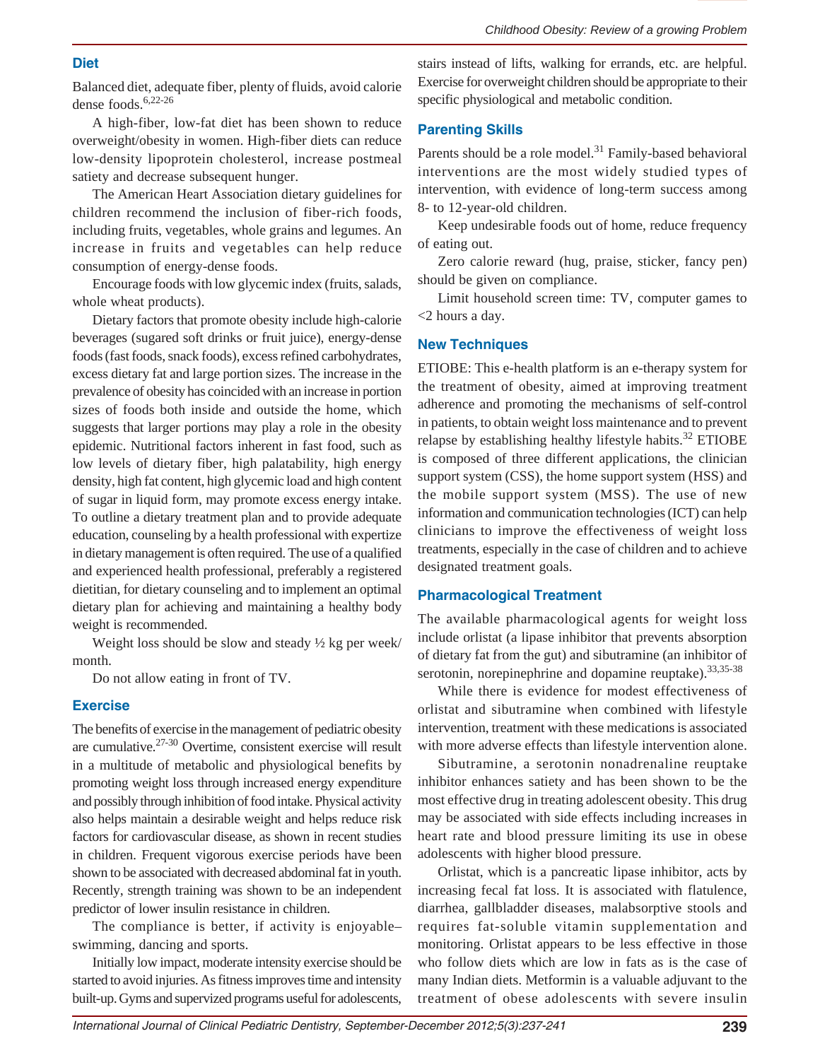## Diet

Balanced diet, adequate fiber, plenty of fluids, avoid calorie dense foods.[6,22-26]

A high-fiber, low-fat diet has been shown to reduce overweight/obesity in women. High-fiber diets can reduce low-density lipoprotein cholesterol, increase postmeal satiety and decrease subsequent hunger.

The American Heart Association dietary guidelines for children recommend the inclusion of fiber-rich foods, including fruits, vegetables, whole grains and legumes. An increase in fruits and vegetables can help reduce consumption of energy-dense foods.

Encourage foods with low glycemic index (fruits, salads, whole wheat products).

Dietary factors that promote obesity include high-calorie beverages (sugared soft drinks or fruit juice), energy-dense foods (fast foods, snack foods), excess refined carbohydrates, excess dietary fat and large portion sizes. The increase in the prevalence of obesity has coincided with an increase in portion sizes of foods both inside and outside the home, which suggests that larger portions may play a role in the obesity epidemic. Nutritional factors inherent in fast food, such as low levels of dietary fiber, high palatability, high energy density, high fat content, high glycemic load and high content of sugar in liquid form, may promote excess energy intake. To outline a dietary treatment plan and to provide adequate education, counseling by a health professional with expertize in dietary management is often required. The use of a qualified and experienced health professional, preferably a registered dietitian, for dietary counseling and to implement an optimal dietary plan for achieving and maintaining a healthy body weight is recommended.

Weight loss should be slow and steady ½ kg per week/ month.

Do not allow eating in front of TV.

## Exercise

The benefits of exercise in the management of pediatric obesity are cumulative.[27-30] Overtime, consistent exercise will result in a multitude of metabolic and physiological benefits by promoting weight loss through increased energy expenditure and possibly through inhibition of food intake. Physical activity also helps maintain a desirable weight and helps reduce risk factors for cardiovascular disease, as shown in recent studies in children. Frequent vigorous exercise periods have been shown to be associated with decreased abdominal fat in youth. Recently, strength training was shown to be an independent predictor of lower insulin resistance in children.

The compliance is better, if activity is enjoyable– swimming, dancing and sports.

Initially low impact, moderate intensity exercise should be started to avoid injuries. As fitness improves time and intensity built-up. Gyms and supervized programs useful for adolescents, stairs instead of lifts, walking for errands, etc. are helpful. Exercise for overweight children should be appropriate to their specific physiological and metabolic condition.

## Parenting Skills

Parents should be a role model.[31] Family-based behavioral interventions are the most widely studied types of intervention, with evidence of long-term success among 8- to 12-year-old children.

Keep undesirable foods out of home, reduce frequency of eating out.

Zero calorie reward (hug, praise, sticker, fancy pen) should be given on compliance.

Limit household screen time: TV, computer games to <2 hours a day.

## New Techniques

ETIOBE: This e-health platform is an e-therapy system for the treatment of obesity, aimed at improving treatment adherence and promoting the mechanisms of self-control in patients, to obtain weight loss maintenance and to prevent relapse by establishing healthy lifestyle habits.[32] ETIOBE is composed of three different applications, the clinician support system (CSS), the home support system (HSS) and the mobile support system (MSS). The use of new information and communication technologies (ICT) can help clinicians to improve the effectiveness of weight loss treatments, especially in the case of children and to achieve designated treatment goals.

## Pharmacological Treatment

The available pharmacological agents for weight loss include orlistat (a lipase inhibitor that prevents absorption of dietary fat from the gut) and sibutramine (an inhibitor of serotonin, norepinephrine and dopamine reuptake).[33,35-38]

While there is evidence for modest effectiveness of orlistat and sibutramine when combined with lifestyle intervention, treatment with these medications is associated with more adverse effects than lifestyle intervention alone.

Sibutramine, a serotonin nonadrenaline reuptake inhibitor enhances satiety and has been shown to be the most effective drug in treating adolescent obesity. This drug may be associated with side effects including increases in heart rate and blood pressure limiting its use in obese adolescents with higher blood pressure.

Orlistat, which is a pancreatic lipase inhibitor, acts by increasing fecal fat loss. It is associated with flatulence, diarrhea, gallbladder diseases, malabsorptive stools and requires fat-soluble vitamin supplementation and monitoring. Orlistat appears to be less effective in those who follow diets which are low in fats as is the case of many Indian diets. Metformin is a valuable adjuvant to the treatment of obese adolescents with severe insulin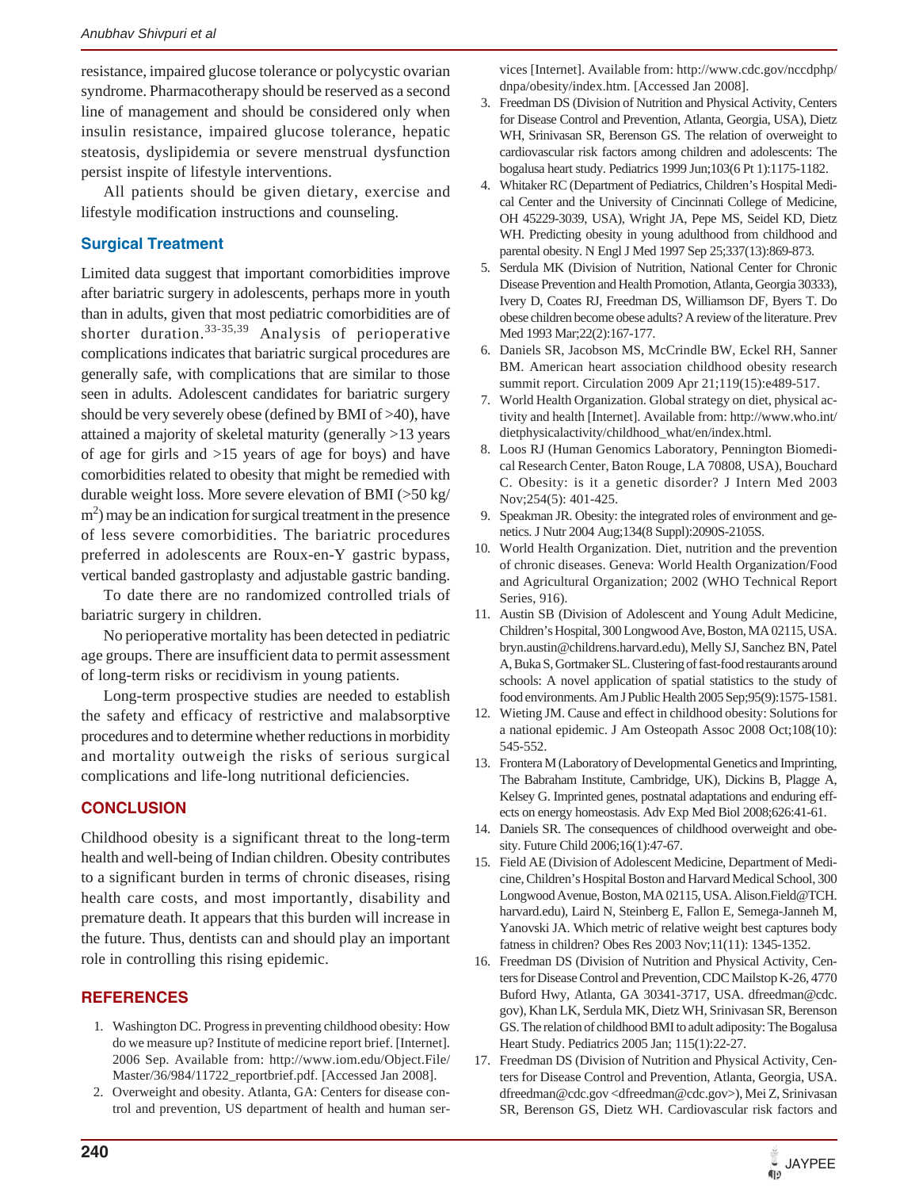resistance, impaired glucose tolerance or polycystic ovarian syndrome. Pharmacotherapy should be reserved as a second line of management and should be considered only when insulin resistance, impaired glucose tolerance, hepatic steatosis, dyslipidemia or severe menstrual dysfunction persist inspite of lifestyle interventions.

All patients should be given dietary, exercise and lifestyle modification instructions and counseling.

## Surgical Treatment

Limited data suggest that important comorbidities improve after bariatric surgery in adolescents, perhaps more in youth than in adults, given that most pediatric comorbidities are of shorter duration.[33-35,39] Analysis of perioperative complications indicates that bariatric surgical procedures are generally safe, with complications that are similar to those seen in adults. Adolescent candidates for bariatric surgery should be very severely obese (defined by BMI of >40), have attained a majority of skeletal maturity (generally >13 years of age for girls and >15 years of age for boys) and have comorbidities related to obesity that might be remedied with durable weight loss. More severe elevation of BMI (>50 kg/$m^2$) may be an indication for surgical treatment in the presence of less severe comorbidities. The bariatric procedures preferred in adolescents are Roux-en-Y gastric bypass, vertical banded gastroplasty and adjustable gastric banding.

To date there are no randomized controlled trials of bariatric surgery in children.

No perioperative mortality has been detected in pediatric age groups. There are insufficient data to permit assessment of long-term risks or recidivism in young patients.

Long-term prospective studies are needed to establish the safety and efficacy of restrictive and malabsorptive procedures and to determine whether reductions in morbidity and mortality outweigh the risks of serious surgical complications and life-long nutritional deficiencies.

## CONCLUSION

Childhood obesity is a significant threat to the long-term health and well-being of Indian children. Obesity contributes to a significant burden in terms of chronic diseases, rising health care costs, and most importantly, disability and premature death. It appears that this burden will increase in the future. Thus, dentists can and should play an important role in controlling this rising epidemic.

## REFERENCES

1. Washington DC. Progress in preventing childhood obesity: How do we measure up? Institute of medicine report brief. [Internet]. 2006 Sep. Available from: http://www.iom.edu/Object.File/Master/36/984/11722_reportbrief.pdf. [Accessed Jan 2008].
2. Overweight and obesity. Atlanta, GA: Centers for disease control and prevention, US department of health and human services [Internet]. Available from: http://www.cdc.gov/nccdphp/dnpa/obesity/index.htm. [Accessed Jan 2008].
3. Freedman DS (Division of Nutrition and Physical Activity, Centers for Disease Control and Prevention, Atlanta, Georgia, USA), Dietz WH, Srinivasan SR, Berenson GS. The relation of overweight to cardiovascular risk factors among children and adolescents: The bogalusa heart study. Pediatrics 1999 Jun;103(6 Pt 1):1175-1182.
4. Whitaker RC (Department of Pediatrics, Children's Hospital Medical Center and the University of Cincinnati College of Medicine, OH 45229-3039, USA), Wright JA, Pepe MS, Seidel KD, Dietz WH. Predicting obesity in young adulthood from childhood and parental obesity. N Engl J Med 1997 Sep 25;337(13):869-873.
5. Serdula MK (Division of Nutrition, National Center for Chronic Disease Prevention and Health Promotion, Atlanta, Georgia 30333), Ivery D, Coates RJ, Freedman DS, Williamson DF, Byers T. Do obese children become obese adults? A review of the literature. Prev Med 1993 Mar;22(2):167-177.
6. Daniels SR, Jacobson MS, McCrindle BW, Eckel RH, Sanner BM. American heart association childhood obesity research summit report. Circulation 2009 Apr 21;119(15):e489-517.
7. World Health Organization. Global strategy on diet, physical activity and health [Internet]. Available from: http://www.who.int/dietphysicalactivity/childhood_what/en/index.html.
8. Loos RJ (Human Genomics Laboratory, Pennington Biomedical Research Center, Baton Rouge, LA 70808, USA), Bouchard C. Obesity: is it a genetic disorder? J Intern Med 2003 Nov;254(5): 401-425.
9. Speakman JR. Obesity: the integrated roles of environment and genetics. J Nutr 2004 Aug;134(8 Suppl):2090S-2105S.
10. World Health Organization. Diet, nutrition and the prevention of chronic diseases. Geneva: World Health Organization/Food and Agricultural Organization; 2002 (WHO Technical Report Series, 916).
11. Austin SB (Division of Adolescent and Young Adult Medicine, Children's Hospital, 300 Longwood Ave, Boston, MA 02115, USA. bryn.austin@childrens.harvard.edu), Melly SJ, Sanchez BN, Patel A, Buka S, Gortmaker SL. Clustering of fast-food restaurants around schools: A novel application of spatial statistics to the study of food environments. Am J Public Health 2005 Sep;95(9):1575-1581.
12. Wieting JM. Cause and effect in childhood obesity: Solutions for a national epidemic. J Am Osteopath Assoc 2008 Oct;108(10): 545-552.
13. Frontera M (Laboratory of Developmental Genetics and Imprinting, The Babraham Institute, Cambridge, UK), Dickins B, Plagge A, Kelsey G. Imprinted genes, postnatal adaptations and enduring effects on energy homeostasis. Adv Exp Med Biol 2008;626:41-61.
14. Daniels SR. The consequences of childhood overweight and obesity. Future Child 2006;16(1):47-67.
15. Field AE (Division of Adolescent Medicine, Department of Medicine, Children's Hospital Boston and Harvard Medical School, 300 Longwood Avenue, Boston, MA 02115, USA. Alison.Field@TCH.harvard.edu), Laird N, Steinberg E, Fallon E, Semega-Janneh M, Yanovski JA. Which metric of relative weight best captures body fatness in children? Obes Res 2003 Nov;11(11): 1345-1352.
16. Freedman DS (Division of Nutrition and Physical Activity, Centers for Disease Control and Prevention, CDC Mailstop K-26, 4770 Buford Hwy, Atlanta, GA 30341-3717, USA. dfreedman@cdc.gov), Khan LK, Serdula MK, Dietz WH, Srinivasan SR, Berenson GS. The relation of childhood BMI to adult adiposity: The Bogalusa Heart Study. Pediatrics 2005 Jan; 115(1):22-27.
17. Freedman DS (Division of Nutrition and Physical Activity, Centers for Disease Control and Prevention, Atlanta, Georgia, USA. dfreedman@cdc.gov <dfreedman@cdc.gov>), Mei Z, Srinivasan SR, Berenson GS, Dietz WH. Cardiovascular risk factors and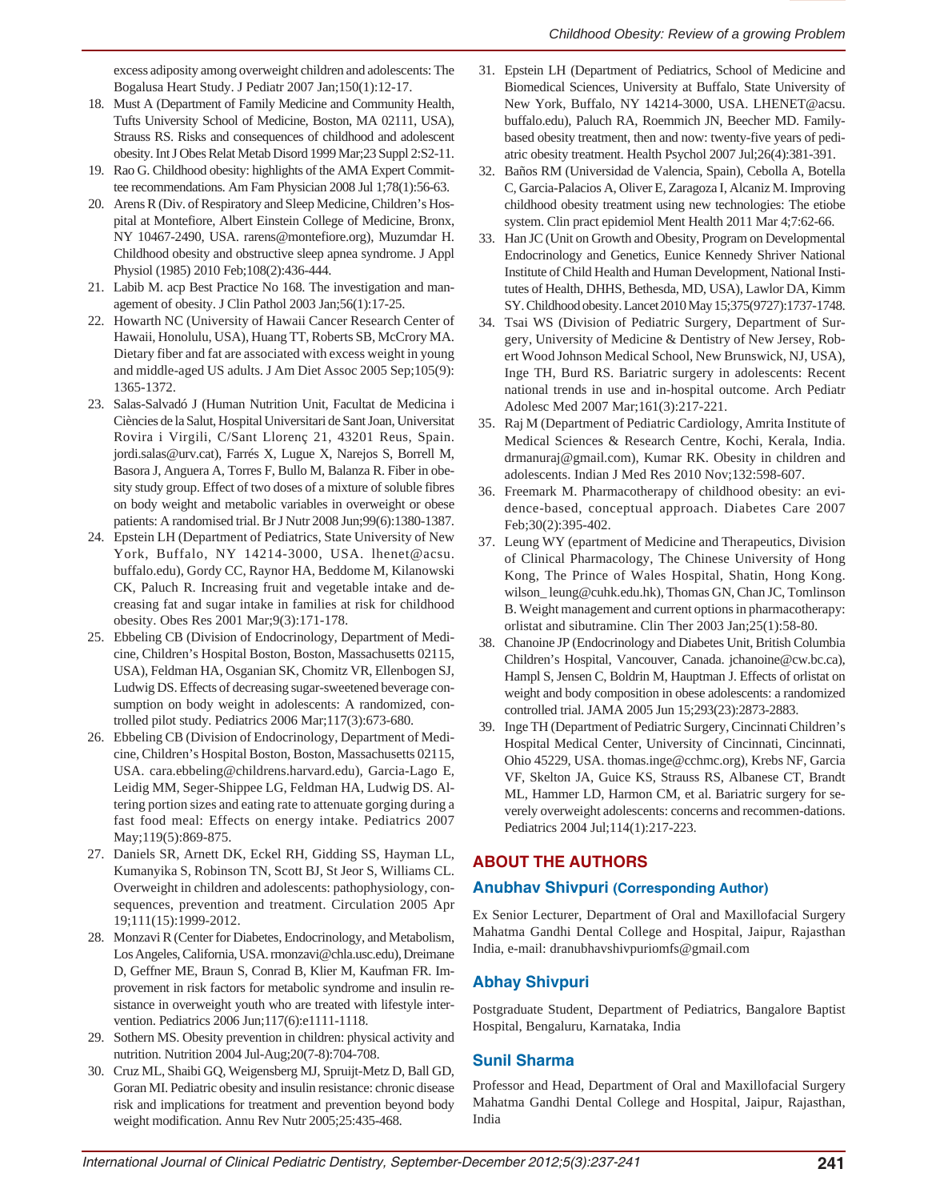excess adiposity among overweight children and adolescents: The Bogalusa Heart Study. J Pediatr 2007 Jan;150(1):12-17.

18. Must A (Department of Family Medicine and Community Health, Tufts University School of Medicine, Boston, MA 02111, USA), Strauss RS. Risks and consequences of childhood and adolescent obesity. Int J Obes Relat Metab Disord 1999 Mar;23 Suppl 2:S2-11.
19. Rao G. Childhood obesity: highlights of the AMA Expert Committee recommendations. Am Fam Physician 2008 Jul 1;78(1):56-63.
20. Arens R (Div. of Respiratory and Sleep Medicine, Children's Hospital at Montefiore, Albert Einstein College of Medicine, Bronx, NY 10467-2490, USA. rarens@montefiore.org), Muzumdar H. Childhood obesity and obstructive sleep apnea syndrome. J Appl Physiol (1985) 2010 Feb;108(2):436-444.
21. Labib M. acp Best Practice No 168. The investigation and management of obesity. J Clin Pathol 2003 Jan;56(1):17-25.
22. Howarth NC (University of Hawaii Cancer Research Center of Hawaii, Honolulu, USA), Huang TT, Roberts SB, McCrory MA. Dietary fiber and fat are associated with excess weight in young and middle-aged US adults. J Am Diet Assoc 2005 Sep;105(9): 1365-1372.
23. Salas-Salvadó J (Human Nutrition Unit, Facultat de Medicina i Ciències de la Salut, Hospital Universitari de Sant Joan, Universitat Rovira i Virgili, C/Sant Llorenç 21, 43201 Reus, Spain. jordi.salas@urv.cat), Farrés X, Lugue X, Narejos S, Borrell M, Basora J, Anguera A, Torres F, Bullo M, Balanza R. Fiber in obesity study group. Effect of two doses of a mixture of soluble fibres on body weight and metabolic variables in overweight or obese patients: A randomised trial. Br J Nutr 2008 Jun;99(6):1380-1387.
24. Epstein LH (Department of Pediatrics, State University of New York, Buffalo, NY 14214-3000, USA. lhenet@acsu.buffalo.edu), Gordy CC, Raynor HA, Beddome M, Kilanowski CK, Paluch R. Increasing fruit and vegetable intake and decreasing fat and sugar intake in families at risk for childhood obesity. Obes Res 2001 Mar;9(3):171-178.
25. Ebbeling CB (Division of Endocrinology, Department of Medicine, Children's Hospital Boston, Boston, Massachusetts 02115, USA), Feldman HA, Osganian SK, Chomitz VR, Ellenbogen SJ, Ludwig DS. Effects of decreasing sugar-sweetened beverage consumption on body weight in adolescents: A randomized, controlled pilot study. Pediatrics 2006 Mar;117(3):673-680.
26. Ebbeling CB (Division of Endocrinology, Department of Medicine, Children's Hospital Boston, Boston, Massachusetts 02115, USA. cara.ebbeling@childrens.harvard.edu), Garcia-Lago E, Leidig MM, Seger-Shippee LG, Feldman HA, Ludwig DS. Altering portion sizes and eating rate to attenuate gorging during a fast food meal: Effects on energy intake. Pediatrics 2007 May;119(5):869-875.
27. Daniels SR, Arnett DK, Eckel RH, Gidding SS, Hayman LL, Kumanyika S, Robinson TN, Scott BJ, St Jeor S, Williams CL. Overweight in children and adolescents: pathophysiology, consequences, prevention and treatment. Circulation 2005 Apr 19;111(15):1999-2012.
28. Monzavi R (Center for Diabetes, Endocrinology, and Metabolism, Los Angeles, California, USA. rmonzavi@chla.usc.edu), Dreimane D, Geffner ME, Braun S, Conrad B, Klier M, Kaufman FR. Improvement in risk factors for metabolic syndrome and insulin resistance in overweight youth who are treated with lifestyle intervention. Pediatrics 2006 Jun;117(6):e1111-1118.
29. Sothern MS. Obesity prevention in children: physical activity and nutrition. Nutrition 2004 Jul-Aug;20(7-8):704-708.
30. Cruz ML, Shaibi GQ, Weigensberg MJ, Spruijt-Metz D, Ball GD, Goran MI. Pediatric obesity and insulin resistance: chronic disease risk and implications for treatment and prevention beyond body weight modification. Annu Rev Nutr 2005;25:435-468.
31. Epstein LH (Department of Pediatrics, School of Medicine and Biomedical Sciences, University at Buffalo, State University of New York, Buffalo, NY 14214-3000, USA. LHENET@acsu.buffalo.edu), Paluch RA, Roemmich JN, Beecher MD. Family-based obesity treatment, then and now: twenty-five years of pediatric obesity treatment. Health Psychol 2007 Jul;26(4):381-391.
32. Baños RM (Universidad de Valencia, Spain), Cebolla A, Botella C, Garcia-Palacios A, Oliver E, Zaragoza I, Alcaniz M. Improving childhood obesity treatment using new technologies: The etiobe system. Clin pract epidemiol Ment Health 2011 Mar 4;7:62-66.
33. Han JC (Unit on Growth and Obesity, Program on Developmental Endocrinology and Genetics, Eunice Kennedy Shriver National Institute of Child Health and Human Development, National Institutes of Health, DHHS, Bethesda, MD, USA), Lawlor DA, Kimm SY. Childhood obesity. Lancet 2010 May 15;375(9727):1737-1748.
34. Tsai WS (Division of Pediatric Surgery, Department of Surgery, University of Medicine & Dentistry of New Jersey, Robert Wood Johnson Medical School, New Brunswick, NJ, USA), Inge TH, Burd RS. Bariatric surgery in adolescents: Recent national trends in use and in-hospital outcome. Arch Pediatr Adolesc Med 2007 Mar;161(3):217-221.
35. Raj M (Department of Pediatric Cardiology, Amrita Institute of Medical Sciences & Research Centre, Kochi, Kerala, India. drmanuraj@gmail.com), Kumar RK. Obesity in children and adolescents. Indian J Med Res 2010 Nov;132:598-607.
36. Freemark M. Pharmacotherapy of childhood obesity: an evidence-based, conceptual approach. Diabetes Care 2007 Feb;30(2):395-402.
37. Leung WY (epartment of Medicine and Therapeutics, Division of Clinical Pharmacology, The Chinese University of Hong Kong, The Prince of Wales Hospital, Shatin, Hong Kong. wilson_ leung@cuhk.edu.hk), Thomas GN, Chan JC, Tomlinson B. Weight management and current options in pharmacotherapy: orlistat and sibutramine. Clin Ther 2003 Jan;25(1):58-80.
38. Chanoine JP (Endocrinology and Diabetes Unit, British Columbia Children's Hospital, Vancouver, Canada. jchanoine@cw.bc.ca), Hampl S, Jensen C, Boldrin M, Hauptman J. Effects of orlistat on weight and body composition in obese adolescents: a randomized controlled trial. JAMA 2005 Jun 15;293(23):2873-2883.
39. Inge TH (Department of Pediatric Surgery, Cincinnati Children's Hospital Medical Center, University of Cincinnati, Cincinnati, Ohio 45229, USA. thomas.inge@cchmc.org), Krebs NF, Garcia VF, Skelton JA, Guice KS, Strauss RS, Albanese CT, Brandt ML, Hammer LD, Harmon CM, et al. Bariatric surgery for severely overweight adolescents: concerns and recommen-dations. Pediatrics 2004 Jul;114(1):217-223.

## ABOUT THE AUTHORS

### Anubhav Shivpuri (Corresponding Author)

Ex Senior Lecturer, Department of Oral and Maxillofacial Surgery Mahatma Gandhi Dental College and Hospital, Jaipur, Rajasthan India, e-mail: dranubhavshivpuriomfs@gmail.com

### Abhay Shivpuri

Postgraduate Student, Department of Pediatrics, Bangalore Baptist Hospital, Bengaluru, Karnataka, India

### Sunil Sharma

Professor and Head, Department of Oral and Maxillofacial Surgery Mahatma Gandhi Dental College and Hospital, Jaipur, Rajasthan, India